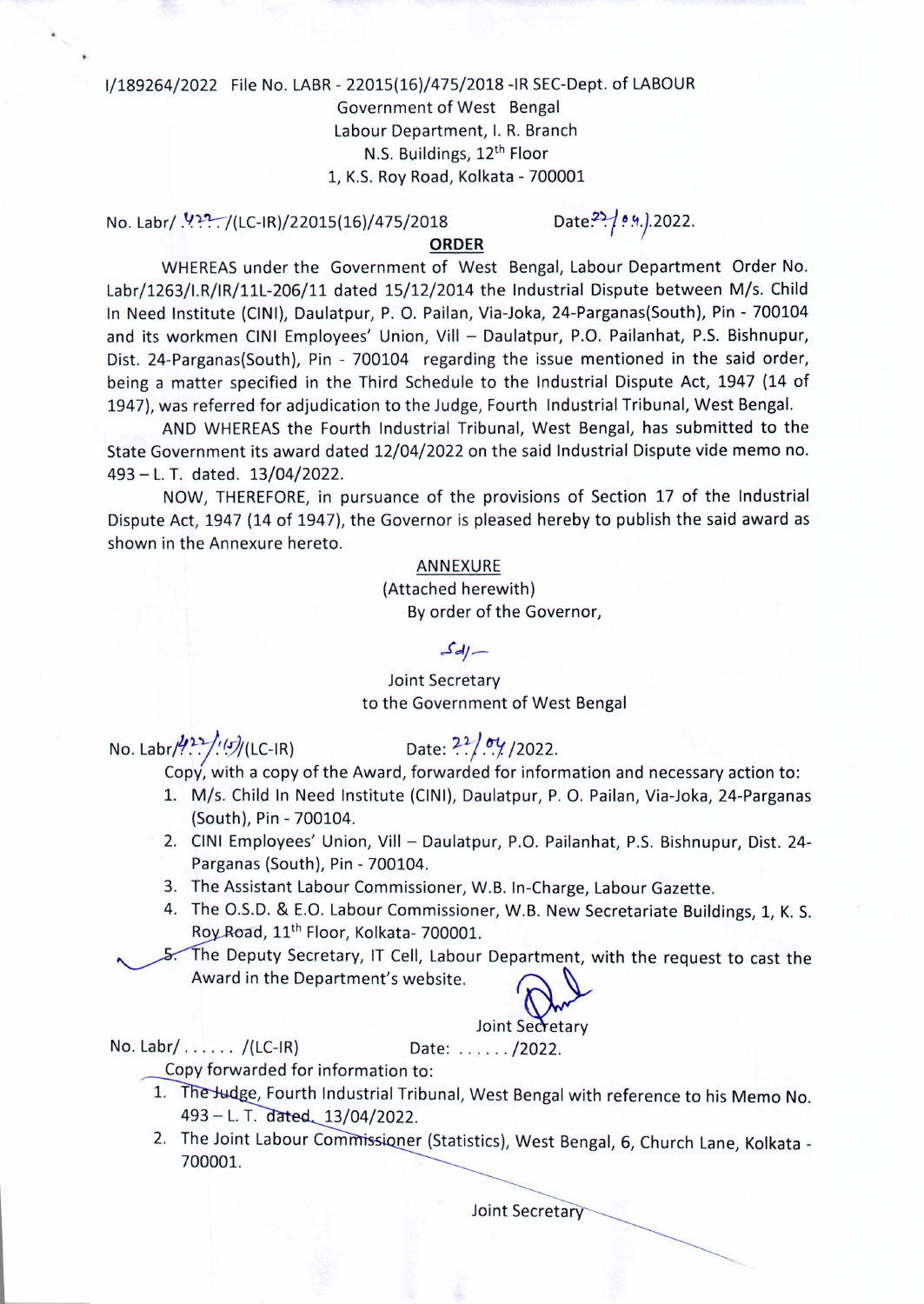I/189264/2022 File No. LABR - 22015(16)/475/2018 -IR SEC-Dept. of LABOUR

Government of West Bengal
Labour Department, I. R. Branch
N.S. Buildings, 12th Floor
1, K.S. Roy Road, Kolkata - 700001

No. Labr/ 422 /(LC-IR)/22015(16)/475/2018 Date: 22/04/2022.

**ORDER**

WHEREAS under the Government of West Bengal, Labour Department Order No. Labr/1263/I.R/IR/11L-206/11 dated 15/12/2014 the Industrial Dispute between M/s. Child In Need Institute (CINI), Daulatpur, P. O. Pailan, Via-Joka, 24-Parganas(South), Pin - 700104 and its workmen CINI Employees' Union, Vill – Daulatpur, P.O. Pailanhat, P.S. Bishnupur, Dist. 24-Parganas(South), Pin - 700104 regarding the issue mentioned in the said order, being a matter specified in the Third Schedule to the Industrial Dispute Act, 1947 (14 of 1947), was referred for adjudication to the Judge, Fourth Industrial Tribunal, West Bengal.

AND WHEREAS the Fourth Industrial Tribunal, West Bengal, has submitted to the State Government its award dated 12/04/2022 on the said Industrial Dispute vide memo no. 493 – L. T. dated. 13/04/2022.

NOW, THEREFORE, in pursuance of the provisions of Section 17 of the Industrial Dispute Act, 1947 (14 of 1947), the Governor is pleased hereby to publish the said award as shown in the Annexure hereto.

ANNEXURE
(Attached herewith)

By order of the Governor,

Sd/-

Joint Secretary
to the Government of West Bengal

No. Labr/422/1(5)/(LC-IR) Date: 22/04/2022.

Copy, with a copy of the Award, forwarded for information and necessary action to:

1. M/s. Child In Need Institute (CINI), Daulatpur, P. O. Pailan, Via-Joka, 24-Parganas (South), Pin - 700104.
2. CINI Employees' Union, Vill – Daulatpur, P.O. Pailanhat, P.S. Bishnupur, Dist. 24-Parganas (South), Pin - 700104.
3. The Assistant Labour Commissioner, W.B. In-Charge, Labour Gazette.
4. The O.S.D. & E.O. Labour Commissioner, W.B. New Secretariate Buildings, 1, K. S. Roy Road, 11th Floor, Kolkata- 700001.
5. The Deputy Secretary, IT Cell, Labour Department, with the request to cast the Award in the Department's website.

Joint Secretary

No. Labr/ . . . . . . /(LC-IR) Date: . . . . . . /2022.

Copy forwarded for information to:

1. The Judge, Fourth Industrial Tribunal, West Bengal with reference to his Memo No. 493 – L. T. dated. 13/04/2022.
2. The Joint Labour Commissioner (Statistics), West Bengal, 6, Church Lane, Kolkata - 700001.

Joint Secretary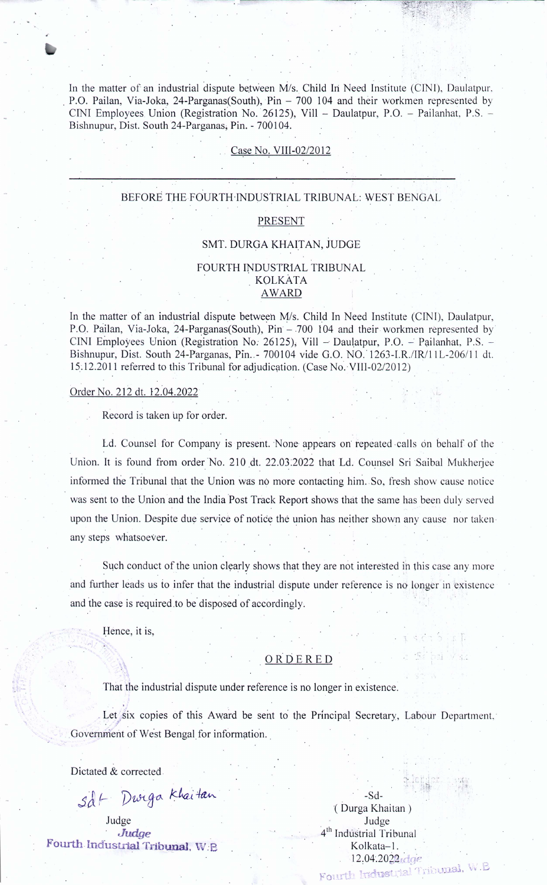In the matter of an industrial dispute between M/s. Child In Need Institute (CINI), Daulatpur, P.O. Pailan, Via-Joka, 24-Parganas(South), Pin – 700 104 and their workmen represented by CINI Employees Union (Registration No. 26125), Vill – Daulatpur, P.O. – Pailanhat, P.S. – Bishnupur, Dist. South 24-Parganas, Pin. - 700104.

Case No. VIII-02/2012

---

BEFORE THE FOURTH INDUSTRIAL TRIBUNAL: WEST BENGAL

PRESENT

SMT. DURGA KHAITAN, JUDGE

FOURTH INDUSTRIAL TRIBUNAL
KOLKATA
AWARD

In the matter of an industrial dispute between M/s. Child In Need Institute (CINI), Daulatpur, P.O. Pailan, Via-Joka, 24-Parganas(South), Pin – 700 104 and their workmen represented by CINI Employees Union (Registration No. 26125), Vill – Daulatpur, P.O. – Pailanhat, P.S. – Bishnupur, Dist. South 24-Parganas, Pin.- 700104 vide G.O. NO. 1263-I.R./IR/11L-206/11 dt. 15.12.2011 referred to this Tribunal for adjudication. (Case No. VIII-02/2012)

Order No. 212 dt. 12.04.2022

Record is taken up for order.

Ld. Counsel for Company is present. None appears on repeated calls on behalf of the Union. It is found from order No. 210 dt. 22.03.2022 that Ld. Counsel Sri Saibal Mukherjee informed the Tribunal that the Union was no more contacting him. So, fresh show cause notice was sent to the Union and the India Post Track Report shows that the same has been duly served upon the Union. Despite due service of notice the union has neither shown any cause nor taken any steps whatsoever.

Such conduct of the union clearly shows that they are not interested in this case any more and further leads us to infer that the industrial dispute under reference is no longer in existence and the case is required to be disposed of accordingly.

Hence, it is,

ORDERED

That the industrial dispute under reference is no longer in existence.

Let six copies of this Award be sent to the Principal Secretary, Labour Department, Government of West Bengal for information.

Dictated & corrected

Sd/- Durga Khaitan
Judge
Judge
Fourth Industrial Tribunal, W.B

-Sd-
( Durga Khaitan )
Judge
4th Industrial Tribunal
Kolkata–1.
12.04.2022